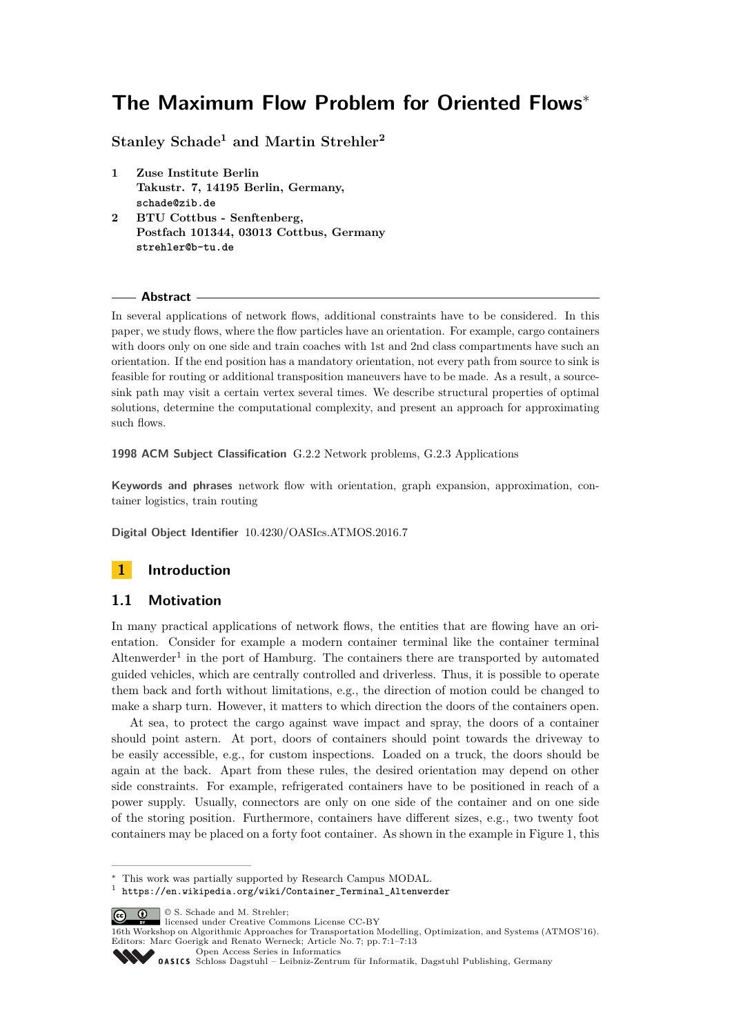# The Maximum Flow Problem for Oriented Flows*

**Stanley Schade[1] and Martin Strehler[2]**

1 **Zuse Institute Berlin**
**Takustr. 7, 14195 Berlin, Germany,**
`schade@zib.de`

2 **BTU Cottbus - Senftenberg,**
**Postfach 101344, 03013 Cottbus, Germany**
`strehler@b-tu.de`

## Abstract

In several applications of network flows, additional constraints have to be considered. In this paper, we study flows, where the flow particles have an orientation. For example, cargo containers with doors only on one side and train coaches with 1st and 2nd class compartments have such an orientation. If the end position has a mandatory orientation, not every path from source to sink is feasible for routing or additional transposition maneuvers have to be made. As a result, a source-sink path may visit a certain vertex several times. We describe structural properties of optimal solutions, determine the computational complexity, and present an approach for approximating such flows.

**1998 ACM Subject Classification** G.2.2 Network problems, G.2.3 Applications

**Keywords and phrases** network flow with orientation, graph expansion, approximation, container logistics, train routing

**Digital Object Identifier** 10.4230/OASIcs.ATMOS.2016.7

## 1 Introduction

### 1.1 Motivation

In many practical applications of network flows, the entities that are flowing have an orientation. Consider for example a modern container terminal like the container terminal Altenwerder[1] in the port of Hamburg. The containers there are transported by automated guided vehicles, which are centrally controlled and driverless. Thus, it is possible to operate them back and forth without limitations, e.g., the direction of motion could be changed to make a sharp turn. However, it matters to which direction the doors of the containers open.

At sea, to protect the cargo against wave impact and spray, the doors of a container should point astern. At port, doors of containers should point towards the driveway to be easily accessible, e.g., for custom inspections. Loaded on a truck, the doors should be again at the back. Apart from these rules, the desired orientation may depend on other side constraints. For example, refrigerated containers have to be positioned in reach of a power supply. Usually, connectors are only on one side of the container and on one side of the storing position. Furthermore, containers have different sizes, e.g., two twenty foot containers may be placed on a forty foot container. As shown in the example in Figure 1, this

---

* This work was partially supported by Research Campus MODAL.

[1] `https://en.wikipedia.org/wiki/Container_Terminal_Altenwerder`

© S. Schade and M. Strehler;
licensed under Creative Commons License CC-BY
16th Workshop on Algorithmic Approaches for Transportation Modelling, Optimization, and Systems (ATMOS'16).
Editors: Marc Goerigk and Renato Werneck; Article No. 7; pp. 7:1–7:13
Open Access Series in Informatics
Schloss Dagstuhl – Leibniz-Zentrum für Informatik, Dagstuhl Publishing, Germany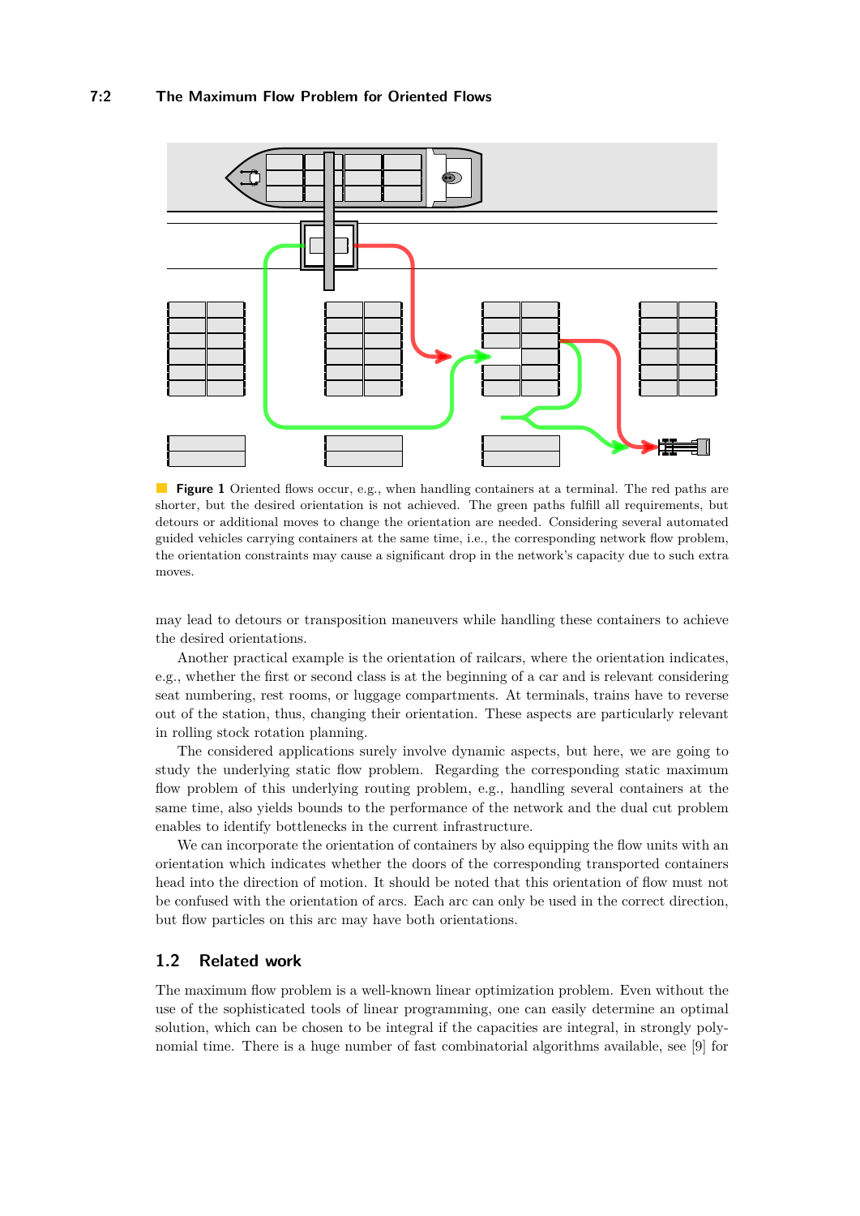**Figure 1** Oriented flows occur, e.g., when handling containers at a terminal. The red paths are shorter, but the desired orientation is not achieved. The green paths fulfill all requirements, but detours or additional moves to change the orientation are needed. Considering several automated guided vehicles carrying containers at the same time, i.e., the corresponding network flow problem, the orientation constraints may cause a significant drop in the network's capacity due to such extra moves.

may lead to detours or transposition maneuvers while handling these containers to achieve the desired orientations.

Another practical example is the orientation of railcars, where the orientation indicates, e.g., whether the first or second class is at the beginning of a car and is relevant considering seat numbering, rest rooms, or luggage compartments. At terminals, trains have to reverse out of the station, thus, changing their orientation. These aspects are particularly relevant in rolling stock rotation planning.

The considered applications surely involve dynamic aspects, but here, we are going to study the underlying static flow problem. Regarding the corresponding static maximum flow problem of this underlying routing problem, e.g., handling several containers at the same time, also yields bounds to the performance of the network and the dual cut problem enables to identify bottlenecks in the current infrastructure.

We can incorporate the orientation of containers by also equipping the flow units with an orientation which indicates whether the doors of the corresponding transported containers head into the direction of motion. It should be noted that this orientation of flow must not be confused with the orientation of arcs. Each arc can only be used in the correct direction, but flow particles on this arc may have both orientations.

## 1.2 Related work

The maximum flow problem is a well-known linear optimization problem. Even without the use of the sophisticated tools of linear programming, one can easily determine an optimal solution, which can be chosen to be integral if the capacities are integral, in strongly polynomial time. There is a huge number of fast combinatorial algorithms available, see [9] for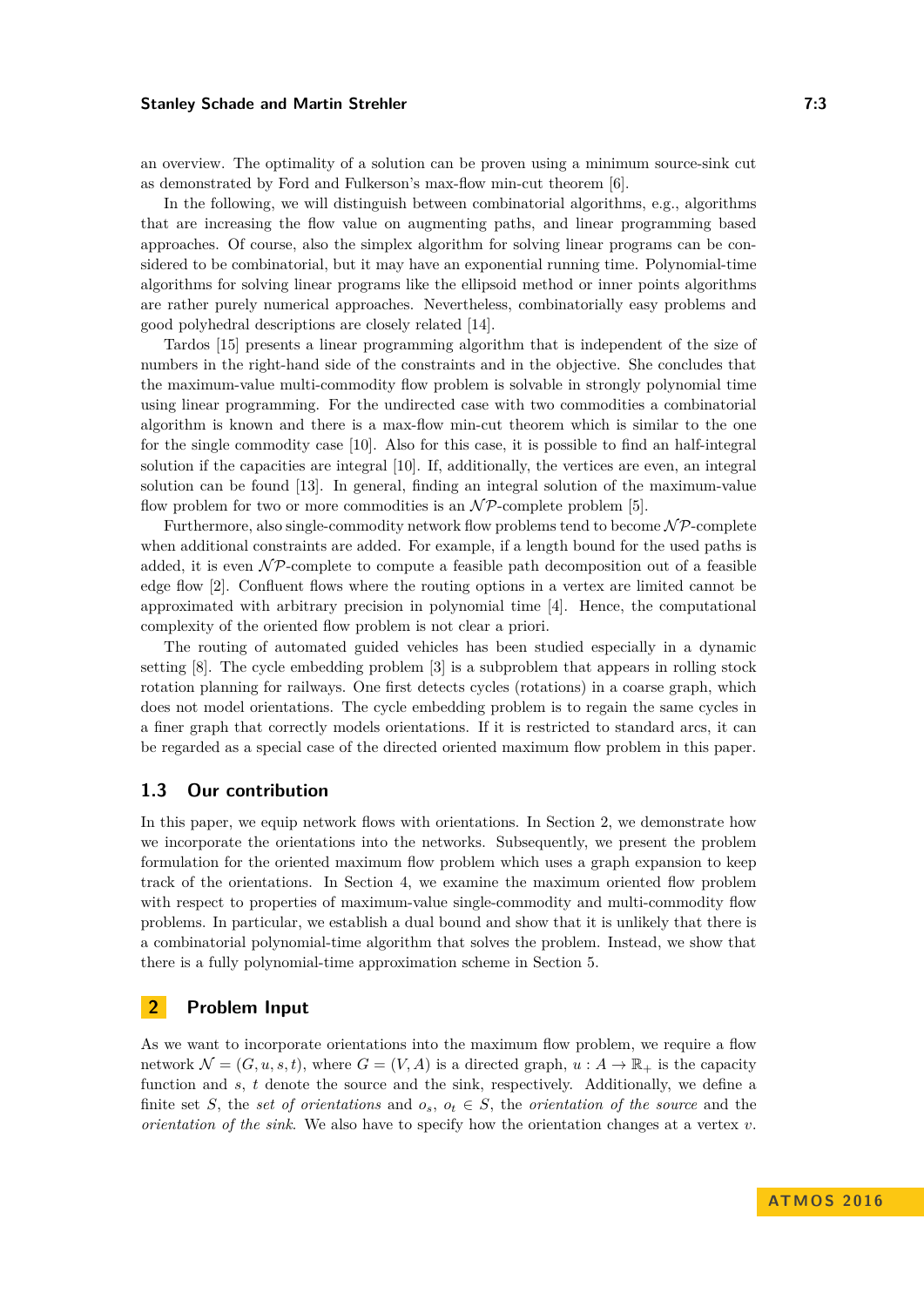an overview. The optimality of a solution can be proven using a minimum source-sink cut as demonstrated by Ford and Fulkerson's max-flow min-cut theorem [6].

In the following, we will distinguish between combinatorial algorithms, e.g., algorithms that are increasing the flow value on augmenting paths, and linear programming based approaches. Of course, also the simplex algorithm for solving linear programs can be considered to be combinatorial, but it may have an exponential running time. Polynomial-time algorithms for solving linear programs like the ellipsoid method or inner points algorithms are rather purely numerical approaches. Nevertheless, combinatorially easy problems and good polyhedral descriptions are closely related [14].

Tardos [15] presents a linear programming algorithm that is independent of the size of numbers in the right-hand side of the constraints and in the objective. She concludes that the maximum-value multi-commodity flow problem is solvable in strongly polynomial time using linear programming. For the undirected case with two commodities a combinatorial algorithm is known and there is a max-flow min-cut theorem which is similar to the one for the single commodity case [10]. Also for this case, it is possible to find an half-integral solution if the capacities are integral [10]. If, additionally, the vertices are even, an integral solution can be found [13]. In general, finding an integral solution of the maximum-value flow problem for two or more commodities is an $\mathcal{NP}$-complete problem [5].

Furthermore, also single-commodity network flow problems tend to become $\mathcal{NP}$-complete when additional constraints are added. For example, if a length bound for the used paths is added, it is even $\mathcal{NP}$-complete to compute a feasible path decomposition out of a feasible edge flow [2]. Confluent flows where the routing options in a vertex are limited cannot be approximated with arbitrary precision in polynomial time [4]. Hence, the computational complexity of the oriented flow problem is not clear a priori.

The routing of automated guided vehicles has been studied especially in a dynamic setting [8]. The cycle embedding problem [3] is a subproblem that appears in rolling stock rotation planning for railways. One first detects cycles (rotations) in a coarse graph, which does not model orientations. The cycle embedding problem is to regain the same cycles in a finer graph that correctly models orientations. If it is restricted to standard arcs, it can be regarded as a special case of the directed oriented maximum flow problem in this paper.

### 1.3 Our contribution

In this paper, we equip network flows with orientations. In Section 2, we demonstrate how we incorporate the orientations into the networks. Subsequently, we present the problem formulation for the oriented maximum flow problem which uses a graph expansion to keep track of the orientations. In Section 4, we examine the maximum oriented flow problem with respect to properties of maximum-value single-commodity and multi-commodity flow problems. In particular, we establish a dual bound and show that it is unlikely that there is a combinatorial polynomial-time algorithm that solves the problem. Instead, we show that there is a fully polynomial-time approximation scheme in Section 5.

## 2 Problem Input

As we want to incorporate orientations into the maximum flow problem, we require a flow network $\mathcal{N} = (G, u, s, t)$, where $G = (V, A)$ is a directed graph, $u : A \to \mathbb{R}_+$ is the capacity function and $s$, $t$ denote the source and the sink, respectively. Additionally, we define a finite set $S$, the *set of orientations* and $o_s$, $o_t \in S$, the *orientation of the source* and the *orientation of the sink*. We also have to specify how the orientation changes at a vertex $v$.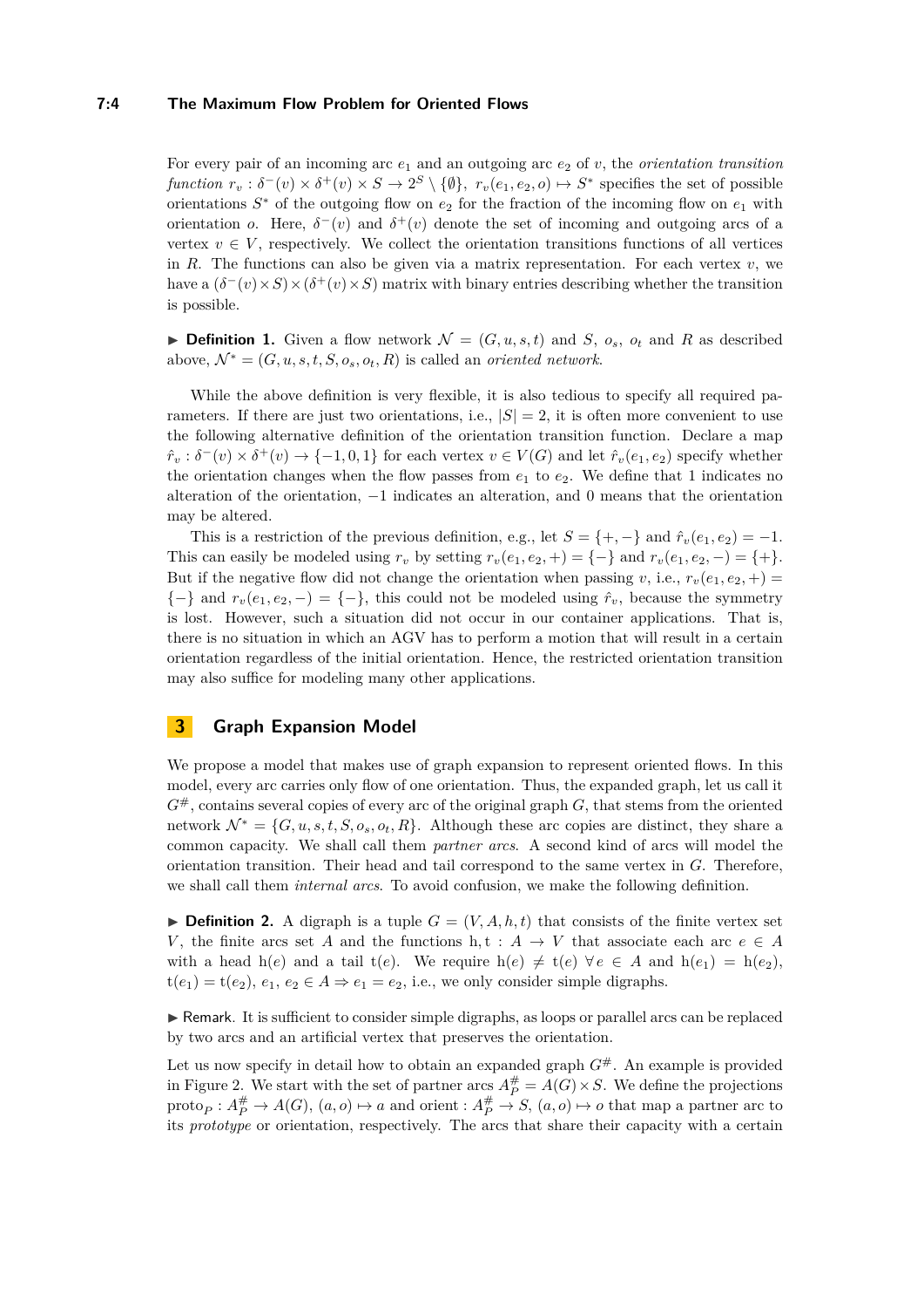For every pair of an incoming arc $e_1$ and an outgoing arc $e_2$ of $v$, the *orientation transition function* $r_v : \delta^-(v) \times \delta^+(v) \times S \to 2^S \setminus \{\emptyset\}$, $r_v(e_1, e_2, o) \mapsto S^*$ specifies the set of possible orientations $S^*$ of the outgoing flow on $e_2$ for the fraction of the incoming flow on $e_1$ with orientation $o$. Here, $\delta^-(v)$ and $\delta^+(v)$ denote the set of incoming and outgoing arcs of a vertex $v \in V$, respectively. We collect the orientation transitions functions of all vertices in $R$. The functions can also be given via a matrix representation. For each vertex $v$, we have a $(\delta^-(v) \times S) \times (\delta^+(v) \times S)$ matrix with binary entries describing whether the transition is possible.

▶ **Definition 1.** Given a flow network $\mathcal{N} = (G, u, s, t)$ and $S$, $o_s$, $o_t$ and $R$ as described above, $\mathcal{N}^* = (G, u, s, t, S, o_s, o_t, R)$ is called an *oriented network*.

While the above definition is very flexible, it is also tedious to specify all required parameters. If there are just two orientations, i.e., $|S| = 2$, it is often more convenient to use the following alternative definition of the orientation transition function. Declare a map $\hat{r}_v : \delta^-(v) \times \delta^+(v) \to \{-1, 0, 1\}$ for each vertex $v \in V(G)$ and let $\hat{r}_v(e_1, e_2)$ specify whether the orientation changes when the flow passes from $e_1$ to $e_2$. We define that 1 indicates no alteration of the orientation, $-1$ indicates an alteration, and 0 means that the orientation may be altered.

This is a restriction of the previous definition, e.g., let $S = \{+, -\}$ and $\hat{r}_v(e_1, e_2) = -1$. This can easily be modeled using $r_v$ by setting $r_v(e_1, e_2, +) = \{-\}$ and $r_v(e_1, e_2, -) = \{+\}$. But if the negative flow did not change the orientation when passing $v$, i.e., $r_v(e_1, e_2, +) = \{-\}$ and $r_v(e_1, e_2, -) = \{-\}$, this could not be modeled using $\hat{r}_v$, because the symmetry is lost. However, such a situation did not occur in our container applications. That is, there is no situation in which an AGV has to perform a motion that will result in a certain orientation regardless of the initial orientation. Hence, the restricted orientation transition may also suffice for modeling many other applications.

## 3 Graph Expansion Model

We propose a model that makes use of graph expansion to represent oriented flows. In this model, every arc carries only flow of one orientation. Thus, the expanded graph, let us call it $G^{\#}$, contains several copies of every arc of the original graph $G$, that stems from the oriented network $\mathcal{N}^* = \{G, u, s, t, S, o_s, o_t, R\}$. Although these arc copies are distinct, they share a common capacity. We shall call them *partner arcs*. A second kind of arcs will model the orientation transition. Their head and tail correspond to the same vertex in $G$. Therefore, we shall call them *internal arcs*. To avoid confusion, we make the following definition.

▶ **Definition 2.** A digraph is a tuple $G = (V, A, h, t)$ that consists of the finite vertex set $V$, the finite arcs set $A$ and the functions $\mathrm{h}, \mathrm{t} : A \to V$ that associate each arc $e \in A$ with a head $\mathrm{h}(e)$ and a tail $\mathrm{t}(e)$. We require $\mathrm{h}(e) \neq \mathrm{t}(e)\ \forall e \in A$ and $\mathrm{h}(e_1) = \mathrm{h}(e_2)$, $\mathrm{t}(e_1) = \mathrm{t}(e_2)$, $e_1, e_2 \in A \Rightarrow e_1 = e_2$, i.e., we only consider simple digraphs.

▶ Remark. It is sufficient to consider simple digraphs, as loops or parallel arcs can be replaced by two arcs and an artificial vertex that preserves the orientation.

Let us now specify in detail how to obtain an expanded graph $G^{\#}$. An example is provided in Figure 2. We start with the set of partner arcs $A_P^{\#} = A(G) \times S$. We define the projections $\mathrm{proto}_P : A_P^{\#} \to A(G)$, $(a, o) \mapsto a$ and $\mathrm{orient} : A_P^{\#} \to S$, $(a, o) \mapsto o$ that map a partner arc to its *prototype* or orientation, respectively. The arcs that share their capacity with a certain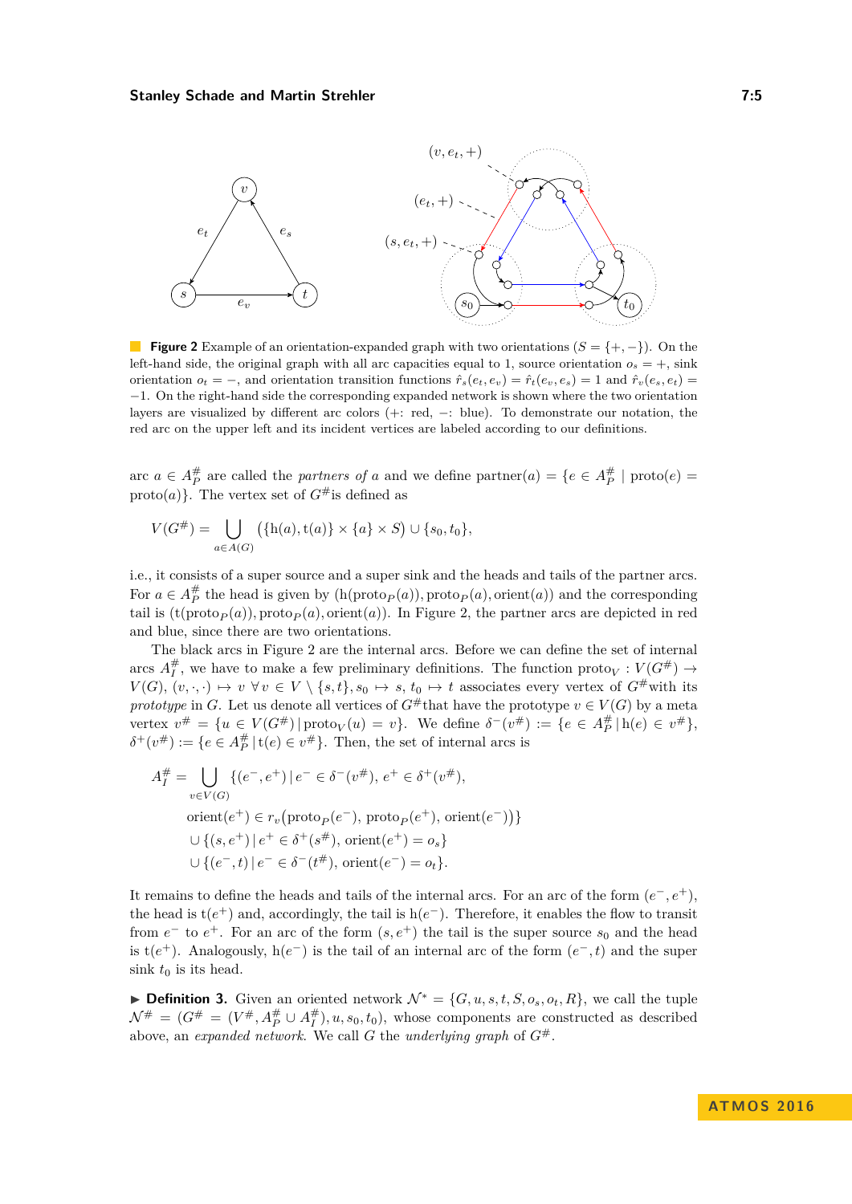**Figure 2** Example of an orientation-expanded graph with two orientations ($S = \{+, -\}$). On the left-hand side, the original graph with all arc capacities equal to 1, source orientation $o_s = +$, sink orientation $o_t = -$, and orientation transition functions $\hat{r}_s(e_t, e_v) = \hat{r}_t(e_v, e_s) = 1$ and $\hat{r}_v(e_s, e_t) = -1$. On the right-hand side the corresponding expanded network is shown where the two orientation layers are visualized by different arc colors (+: red, −: blue). To demonstrate our notation, the red arc on the upper left and its incident vertices are labeled according to our definitions.

arc $a \in A_P^\#$ are called the *partners of* $a$ and we define $\text{partner}(a) = \{e \in A_P^\# \mid \text{proto}(e) = \text{proto}(a)\}$. The vertex set of $G^\#$is defined as

$$V(G^\#) = \bigcup_{a \in A(G)} \big(\{\text{h}(a), \text{t}(a)\} \times \{a\} \times S\big) \cup \{s_0, t_0\},$$

i.e., it consists of a super source and a super sink and the heads and tails of the partner arcs. For $a \in A_P^\#$ the head is given by $(\text{h}(\text{proto}_P(a)), \text{proto}_P(a), \text{orient}(a))$ and the corresponding tail is $(\text{t}(\text{proto}_P(a)), \text{proto}_P(a), \text{orient}(a))$. In Figure 2, the partner arcs are depicted in red and blue, since there are two orientations.

The black arcs in Figure 2 are the internal arcs. Before we can define the set of internal arcs $A_I^\#$, we have to make a few preliminary definitions. The function $\text{proto}_V : V(G^\#) \to V(G)$, $(v, \cdot, \cdot) \mapsto v \ \forall v \in V \setminus \{s, t\}, s_0 \mapsto s, t_0 \mapsto t$ associates every vertex of $G^\#$with its *prototype* in $G$. Let us denote all vertices of $G^\#$that have the prototype $v \in V(G)$ by a meta vertex $v^\# = \{u \in V(G^\#) \mid \text{proto}_V(u) = v\}$. We define $\delta^-(v^\#) := \{e \in A_P^\# \mid \text{h}(e) \in v^\#\}$, $\delta^+(v^\#) := \{e \in A_P^\# \mid \text{t}(e) \in v^\#\}$. Then, the set of internal arcs is

$$\begin{aligned}
A_I^\# = \bigcup_{v \in V(G)} & \{(e^-, e^+) \mid e^- \in \delta^-(v^\#), e^+ \in \delta^+(v^\#), \\
& \text{orient}(e^+) \in r_v\big(\text{proto}_P(e^-), \text{proto}_P(e^+), \text{orient}(e^-)\big)\} \\
& \cup \{(s, e^+) \mid e^+ \in \delta^+(s^\#), \text{orient}(e^+) = o_s\} \\
& \cup \{(e^-, t) \mid e^- \in \delta^-(t^\#), \text{orient}(e^-) = o_t\}.
\end{aligned}$$

It remains to define the heads and tails of the internal arcs. For an arc of the form $(e^-, e^+)$, the head is $\text{t}(e^+)$ and, accordingly, the tail is $\text{h}(e^-)$. Therefore, it enables the flow to transit from $e^-$ to $e^+$. For an arc of the form $(s, e^+)$ the tail is the super source $s_0$ and the head is $\text{t}(e^+)$. Analogously, $\text{h}(e^-)$ is the tail of an internal arc of the form $(e^-, t)$ and the super sink $t_0$ is its head.

▶ **Definition 3.** Given an oriented network $\mathcal{N}^* = \{G, u, s, t, S, o_s, o_t, R\}$, we call the tuple $\mathcal{N}^\# = (G^\# = (V^\#, A_P^\# \cup A_I^\#), u, s_0, t_0)$, whose components are constructed as described above, an *expanded network*. We call $G$ the *underlying graph* of $G^\#$.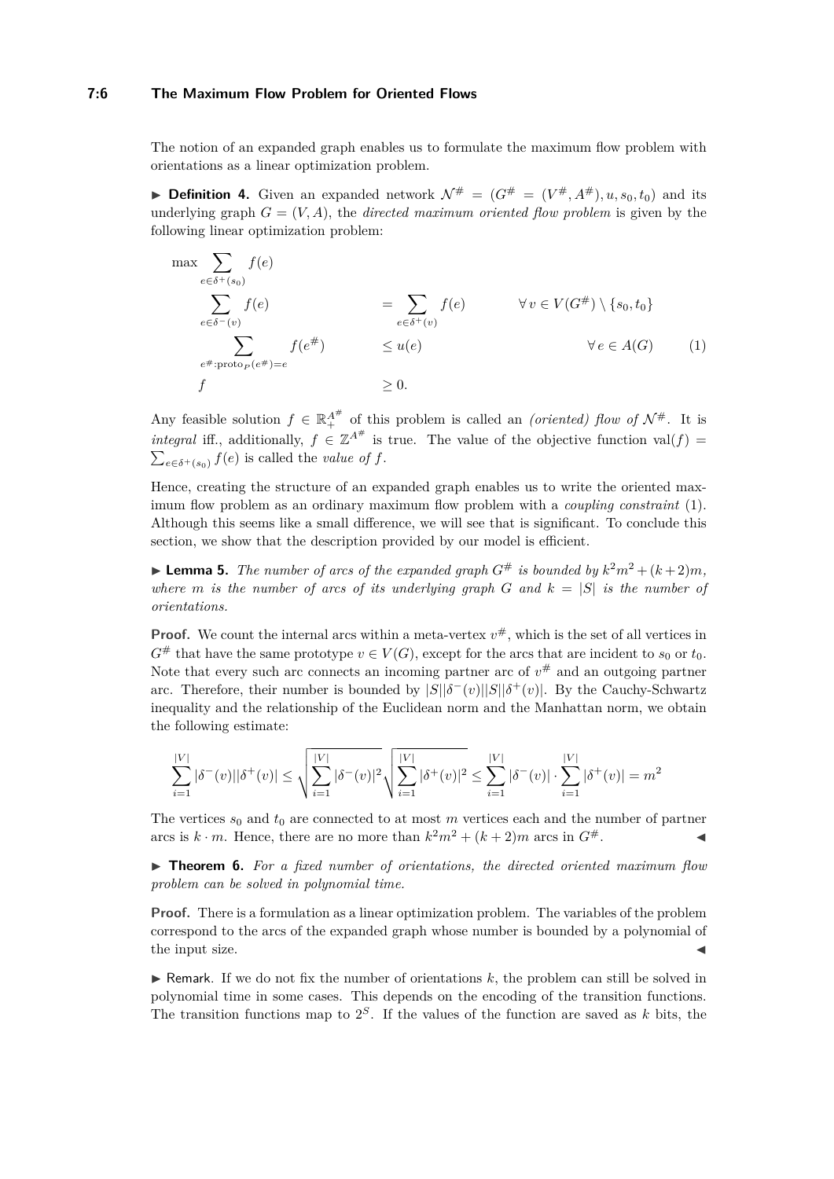The notion of an expanded graph enables us to formulate the maximum flow problem with orientations as a linear optimization problem.

▶ **Definition 4.** Given an expanded network $\mathcal{N}^\# = (G^\# = (V^\#, A^\#), u, s_0, t_0)$ and its underlying graph $G = (V, A)$, the *directed maximum oriented flow problem* is given by the following linear optimization problem:

$$
\begin{aligned}
\max \sum_{e \in \delta^+(s_0)} & f(e) \\
\sum_{e \in \delta^-(v)} f(e) &= \sum_{e \in \delta^+(v)} f(e) && \forall\, v \in V(G^\#) \setminus \{s_0, t_0\} \\
\sum_{e^\# : \mathrm{proto}_P(e^\#) = e} f(e^\#) &\leq u(e) && \forall\, e \in A(G) \qquad (1) \\
f &\geq 0.
\end{aligned}
$$

Any feasible solution $f \in \mathbb{R}_+^{A^\#}$ of this problem is called an *(oriented) flow of* $\mathcal{N}^\#$. It is *integral* iff., additionally, $f \in \mathbb{Z}^{A^\#}$ is true. The value of the objective function $\mathrm{val}(f) = \sum_{e \in \delta^+(s_0)} f(e)$ is called the *value of* $f$.

Hence, creating the structure of an expanded graph enables us to write the oriented maximum flow problem as an ordinary maximum flow problem with a *coupling constraint* (1). Although this seems like a small difference, we will see that is significant. To conclude this section, we show that the description provided by our model is efficient.

▶ **Lemma 5.** *The number of arcs of the expanded graph $G^\#$ is bounded by $k^2m^2 + (k+2)m$, where $m$ is the number of arcs of its underlying graph $G$ and $k = |S|$ is the number of orientations.*

**Proof.** We count the internal arcs within a meta-vertex $v^\#$, which is the set of all vertices in $G^\#$ that have the same prototype $v \in V(G)$, except for the arcs that are incident to $s_0$ or $t_0$. Note that every such arc connects an incoming partner arc of $v^\#$ and an outgoing partner arc. Therefore, their number is bounded by $|S||\delta^-(v)||S||\delta^+(v)|$. By the Cauchy-Schwartz inequality and the relationship of the Euclidean norm and the Manhattan norm, we obtain the following estimate:

$$
\sum_{i=1}^{|V|} |\delta^-(v)||\delta^+(v)| \leq \sqrt{\sum_{i=1}^{|V|} |\delta^-(v)|^2} \sqrt{\sum_{i=1}^{|V|} |\delta^+(v)|^2} \leq \sum_{i=1}^{|V|} |\delta^-(v)| \cdot \sum_{i=1}^{|V|} |\delta^+(v)| = m^2
$$

The vertices $s_0$ and $t_0$ are connected to at most $m$ vertices each and the number of partner arcs is $k \cdot m$. Hence, there are no more than $k^2m^2 + (k+2)m$ arcs in $G^\#$. ◀

▶ **Theorem 6.** *For a fixed number of orientations, the directed oriented maximum flow problem can be solved in polynomial time.*

**Proof.** There is a formulation as a linear optimization problem. The variables of the problem correspond to the arcs of the expanded graph whose number is bounded by a polynomial of the input size. ◀

▶ Remark. If we do not fix the number of orientations $k$, the problem can still be solved in polynomial time in some cases. This depends on the encoding of the transition functions. The transition functions map to $2^S$. If the values of the function are saved as $k$ bits, the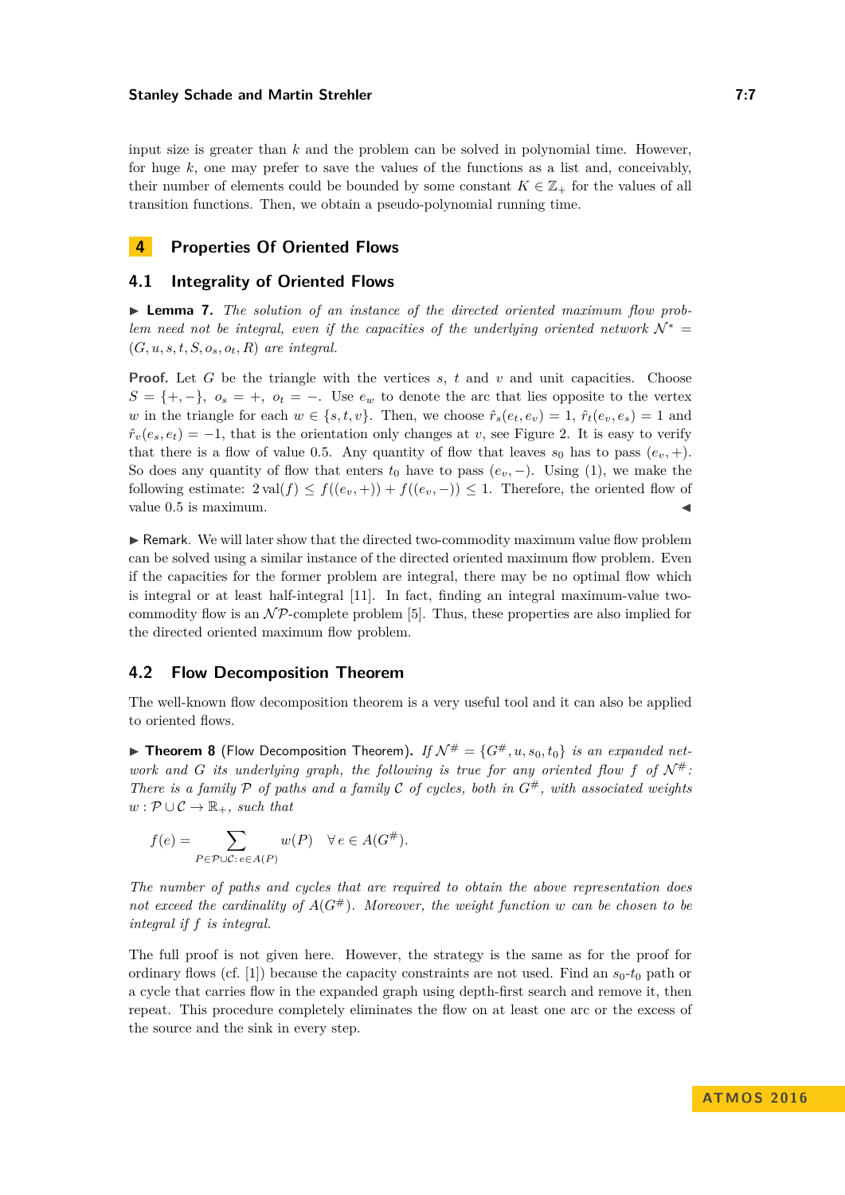input size is greater than $k$ and the problem can be solved in polynomial time. However, for huge $k$, one may prefer to save the values of the functions as a list and, conceivably, their number of elements could be bounded by some constant $K \in \mathbb{Z}_+$ for the values of all transition functions. Then, we obtain a pseudo-polynomial running time.

# 4 Properties Of Oriented Flows

## 4.1 Integrality of Oriented Flows

▶ **Lemma 7.** *The solution of an instance of the directed oriented maximum flow problem need not be integral, even if the capacities of the underlying oriented network* $\mathcal{N}^* = (G, u, s, t, S, o_s, o_t, R)$ *are integral.*

**Proof.** Let $G$ be the triangle with the vertices $s$, $t$ and $v$ and unit capacities. Choose $S = \{+, -\}$, $o_s = +$, $o_t = -$. Use $e_w$ to denote the arc that lies opposite to the vertex $w$ in the triangle for each $w \in \{s, t, v\}$. Then, we choose $\hat{r}_s(e_t, e_v) = 1$, $\hat{r}_t(e_v, e_s) = 1$ and $\hat{r}_v(e_s, e_t) = -1$, that is the orientation only changes at $v$, see Figure 2. It is easy to verify that there is a flow of value 0.5. Any quantity of flow that leaves $s_0$ has to pass $(e_v, +)$. So does any quantity of flow that enters $t_0$ have to pass $(e_v, -)$. Using (1), we make the following estimate: $2\,\mathrm{val}(f) \leq f((e_v, +)) + f((e_v, -)) \leq 1$. Therefore, the oriented flow of value 0.5 is maximum. ◀

▶ Remark. We will later show that the directed two-commodity maximum value flow problem can be solved using a similar instance of the directed oriented maximum flow problem. Even if the capacities for the former problem are integral, there may be no optimal flow which is integral or at least half-integral [11]. In fact, finding an integral maximum-value two-commodity flow is an $\mathcal{NP}$-complete problem [5]. Thus, these properties are also implied for the directed oriented maximum flow problem.

## 4.2 Flow Decomposition Theorem

The well-known flow decomposition theorem is a very useful tool and it can also be applied to oriented flows.

▶ **Theorem 8** (Flow Decomposition Theorem)**.** *If* $\mathcal{N}^\# = \{G^\#, u, s_0, t_0\}$ *is an expanded network and* $G$ *its underlying graph, the following is true for any oriented flow* $f$ *of* $\mathcal{N}^\#$*: There is a family* $\mathcal{P}$ *of paths and a family* $\mathcal{C}$ *of cycles, both in* $G^\#$*, with associated weights* $w : \mathcal{P} \cup \mathcal{C} \to \mathbb{R}_+$*, such that*

$$f(e) = \sum_{P \in \mathcal{P} \cup \mathcal{C} :\, e \in A(P)} w(P) \quad \forall\, e \in A(G^\#).$$

*The number of paths and cycles that are required to obtain the above representation does not exceed the cardinality of* $A(G^\#)$*. Moreover, the weight function* $w$ *can be chosen to be integral if* $f$ *is integral.*

The full proof is not given here. However, the strategy is the same as for the proof for ordinary flows (cf. [1]) because the capacity constraints are not used. Find an $s_0$-$t_0$ path or a cycle that carries flow in the expanded graph using depth-first search and remove it, then repeat. This procedure completely eliminates the flow on at least one arc or the excess of the source and the sink in every step.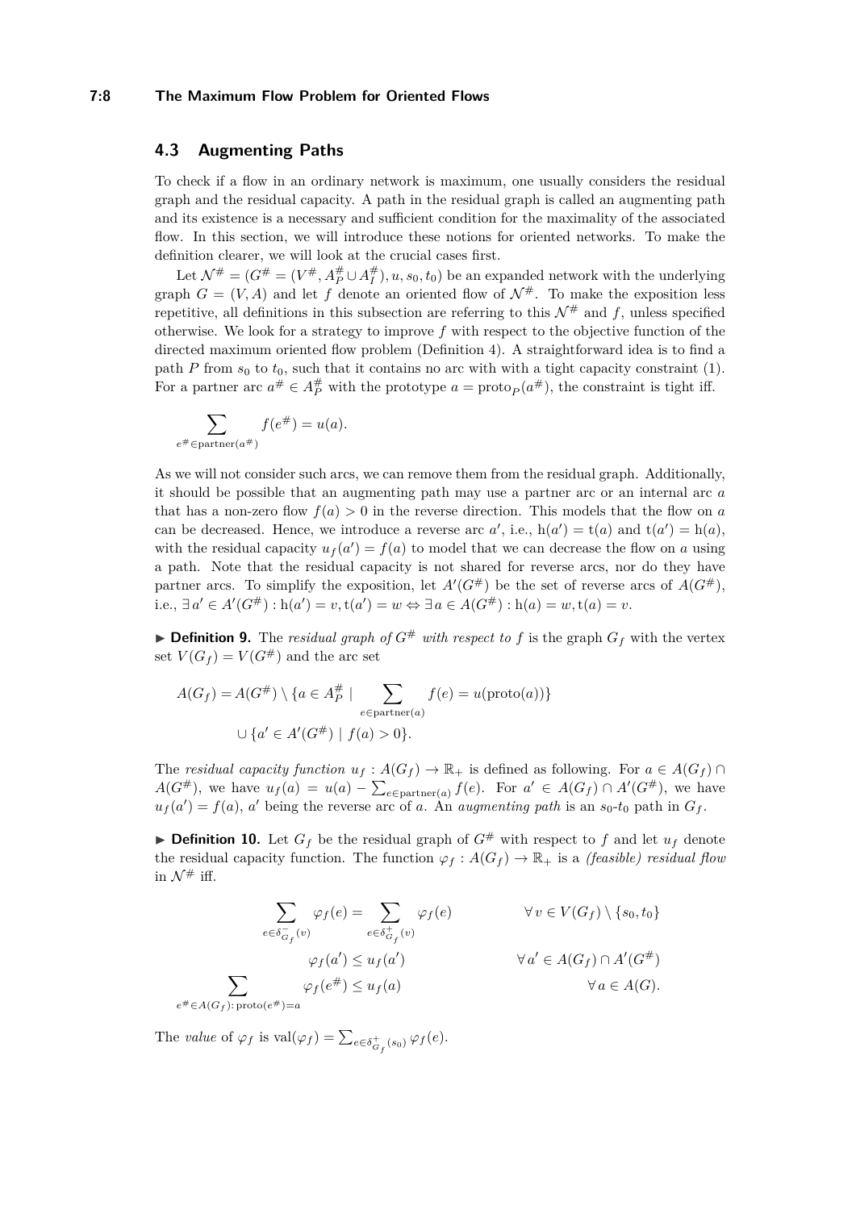## 4.3 Augmenting Paths

To check if a flow in an ordinary network is maximum, one usually considers the residual graph and the residual capacity. A path in the residual graph is called an augmenting path and its existence is a necessary and sufficient condition for the maximality of the associated flow. In this section, we will introduce these notions for oriented networks. To make the definition clearer, we will look at the crucial cases first.

Let $\mathcal{N}^\# = (G^\# = (V^\#, A_P^\# \cup A_I^\#), u, s_0, t_0)$ be an expanded network with the underlying graph $G = (V, A)$ and let $f$ denote an oriented flow of $\mathcal{N}^\#$. To make the exposition less repetitive, all definitions in this subsection are referring to this $\mathcal{N}^\#$ and $f$, unless specified otherwise. We look for a strategy to improve $f$ with respect to the objective function of the directed maximum oriented flow problem (Definition 4). A straightforward idea is to find a path $P$ from $s_0$ to $t_0$, such that it contains no arc with with a tight capacity constraint (1). For a partner arc $a^\# \in A_P^\#$ with the prototype $a = \mathrm{proto}_P(a^\#)$, the constraint is tight iff.

$$\sum_{e^\# \in \mathrm{partner}(a^\#)} f(e^\#) = u(a).$$

As we will not consider such arcs, we can remove them from the residual graph. Additionally, it should be possible that an augmenting path may use a partner arc or an internal arc $a$ that has a non-zero flow $f(a) > 0$ in the reverse direction. This models that the flow on $a$ can be decreased. Hence, we introduce a reverse arc $a'$, i.e., $\mathrm{h}(a') = \mathrm{t}(a)$ and $\mathrm{t}(a') = \mathrm{h}(a)$, with the residual capacity $u_f(a') = f(a)$ to model that we can decrease the flow on $a$ using a path. Note that the residual capacity is not shared for reverse arcs, nor do they have partner arcs. To simplify the exposition, let $A'(G^\#)$ be the set of reverse arcs of $A(G^\#)$, i.e., $\exists\, a' \in A'(G^\#) : \mathrm{h}(a') = v, \mathrm{t}(a') = w \Leftrightarrow \exists\, a \in A(G^\#) : \mathrm{h}(a) = w, \mathrm{t}(a) = v$.

▶ **Definition 9.** The *residual graph of $G^\#$ with respect to* $f$ is the graph $G_f$ with the vertex set $V(G_f) = V(G^\#)$ and the arc set

$$\begin{aligned} A(G_f) = A(G^\#) \setminus \{a \in A_P^\# \mid \sum_{e \in \mathrm{partner}(a)} f(e) = u(\mathrm{proto}(a))\} \\ \cup \{a' \in A'(G^\#) \mid f(a) > 0\}. \end{aligned}$$

The *residual capacity function* $u_f : A(G_f) \to \mathbb{R}_+$ is defined as following. For $a \in A(G_f) \cap A(G^\#)$, we have $u_f(a) = u(a) - \sum_{e \in \mathrm{partner}(a)} f(e)$. For $a' \in A(G_f) \cap A'(G^\#)$, we have $u_f(a') = f(a)$, $a'$ being the reverse arc of $a$. An *augmenting path* is an $s_0$-$t_0$ path in $G_f$.

▶ **Definition 10.** Let $G_f$ be the residual graph of $G^\#$ with respect to $f$ and let $u_f$ denote the residual capacity function. The function $\varphi_f : A(G_f) \to \mathbb{R}_+$ is a *(feasible) residual flow* in $\mathcal{N}^\#$ iff.

$$\sum_{e \in \delta^-_{G_f}(v)} \varphi_f(e) = \sum_{e \in \delta^+_{G_f}(v)} \varphi_f(e) \qquad \forall\, v \in V(G_f) \setminus \{s_0, t_0\}$$

$$\varphi_f(a') \le u_f(a') \qquad \forall\, a' \in A(G_f) \cap A'(G^\#)$$

$$\sum_{e^\# \in A(G_f) : \, \mathrm{proto}(e^\#) = a} \varphi_f(e^\#) \le u_f(a) \qquad \forall\, a \in A(G).$$

The *value* of $\varphi_f$ is $\mathrm{val}(\varphi_f) = \sum_{e \in \delta^+_{G_f}(s_0)} \varphi_f(e)$.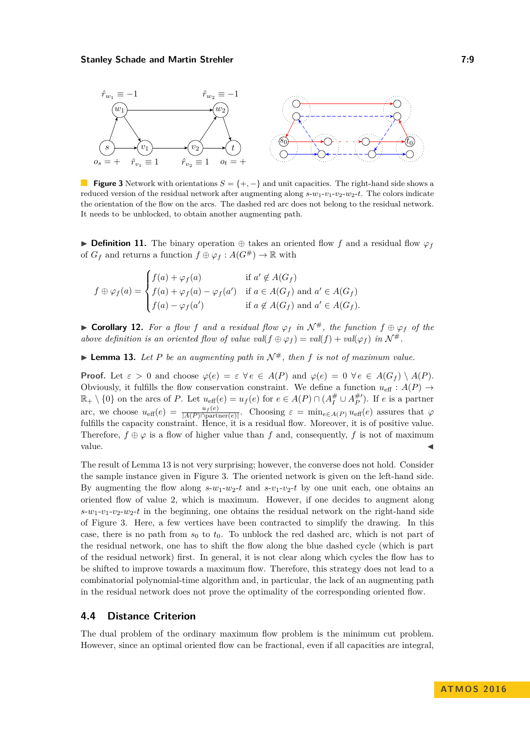**Figure 3** Network with orientations $S = \{+, -\}$ and unit capacities. The right-hand side shows a reduced version of the residual network after augmenting along $s$-$w_1$-$v_1$-$v_2$-$w_2$-$t$. The colors indicate the orientation of the flow on the arcs. The dashed red arc does not belong to the residual network. It needs to be unblocked, to obtain another augmenting path.

▶ **Definition 11.** The binary operation $\oplus$ takes an oriented flow $f$ and a residual flow $\varphi_f$ of $G_f$ and returns a function $f \oplus \varphi_f : A(G^\#) \to \mathbb{R}$ with

$$f \oplus \varphi_f(a) = \begin{cases} f(a) + \varphi_f(a) & \text{if } a' \notin A(G_f) \\ f(a) + \varphi_f(a) - \varphi_f(a') & \text{if } a \in A(G_f) \text{ and } a' \in A(G_f) \\ f(a) - \varphi_f(a') & \text{if } a \notin A(G_f) \text{ and } a' \in A(G_f). \end{cases}$$

▶ **Corollary 12.** *For a flow $f$ and a residual flow $\varphi_f$ in $\mathcal{N}^\#$, the function $f \oplus \varphi_f$ of the above definition is an oriented flow of value $val(f \oplus \varphi_f) = val(f) + val(\varphi_f)$ in $\mathcal{N}^\#$.*

▶ **Lemma 13.** *Let $P$ be an augmenting path in $\mathcal{N}^\#$, then $f$ is not of maximum value.*

**Proof.** Let $\varepsilon > 0$ and choose $\varphi(e) = \varepsilon \; \forall\, e \in A(P)$ and $\varphi(e) = 0 \; \forall\, e \in A(G_f) \setminus A(P)$. Obviously, it fulfills the flow conservation constraint. We define a function $u_{\text{eff}} : A(P) \to \mathbb{R}_+ \setminus \{0\}$ on the arcs of $P$. Let $u_{\text{eff}}(e) = u_f(e)$ for $e \in A(P) \cap (A_I^\# \cup A_P^{\#\prime})$. If $e$ is a partner arc, we choose $u_{\text{eff}}(e) = \frac{u_f(e)}{|A(P) \cap \text{partner}(e)|}$. Choosing $\varepsilon = \min_{e \in A(P)} u_{\text{eff}}(e)$ assures that $\varphi$ fulfills the capacity constraint. Hence, it is a residual flow. Moreover, it is of positive value. Therefore, $f \oplus \varphi$ is a flow of higher value than $f$ and, consequently, $f$ is not of maximum value. ◀

The result of Lemma 13 is not very surprising; however, the converse does not hold. Consider the sample instance given in Figure 3. The oriented network is given on the left-hand side. By augmenting the flow along $s$-$w_1$-$w_2$-$t$ and $s$-$v_1$-$v_2$-$t$ by one unit each, one obtains an oriented flow of value 2, which is maximum. However, if one decides to augment along $s$-$w_1$-$v_1$-$v_2$-$w_2$-$t$ in the beginning, one obtains the residual network on the right-hand side of Figure 3. Here, a few vertices have been contracted to simplify the drawing. In this case, there is no path from $s_0$ to $t_0$. To unblock the red dashed arc, which is not part of the residual network, one has to shift the flow along the blue dashed cycle (which is part of the residual network) first. In general, it is not clear along which cycles the flow has to be shifted to improve towards a maximum flow. Therefore, this strategy does not lead to a combinatorial polynomial-time algorithm and, in particular, the lack of an augmenting path in the residual network does not prove the optimality of the corresponding oriented flow.

## 4.4 Distance Criterion

The dual problem of the ordinary maximum flow problem is the minimum cut problem. However, since an optimal oriented flow can be fractional, even if all capacities are integral,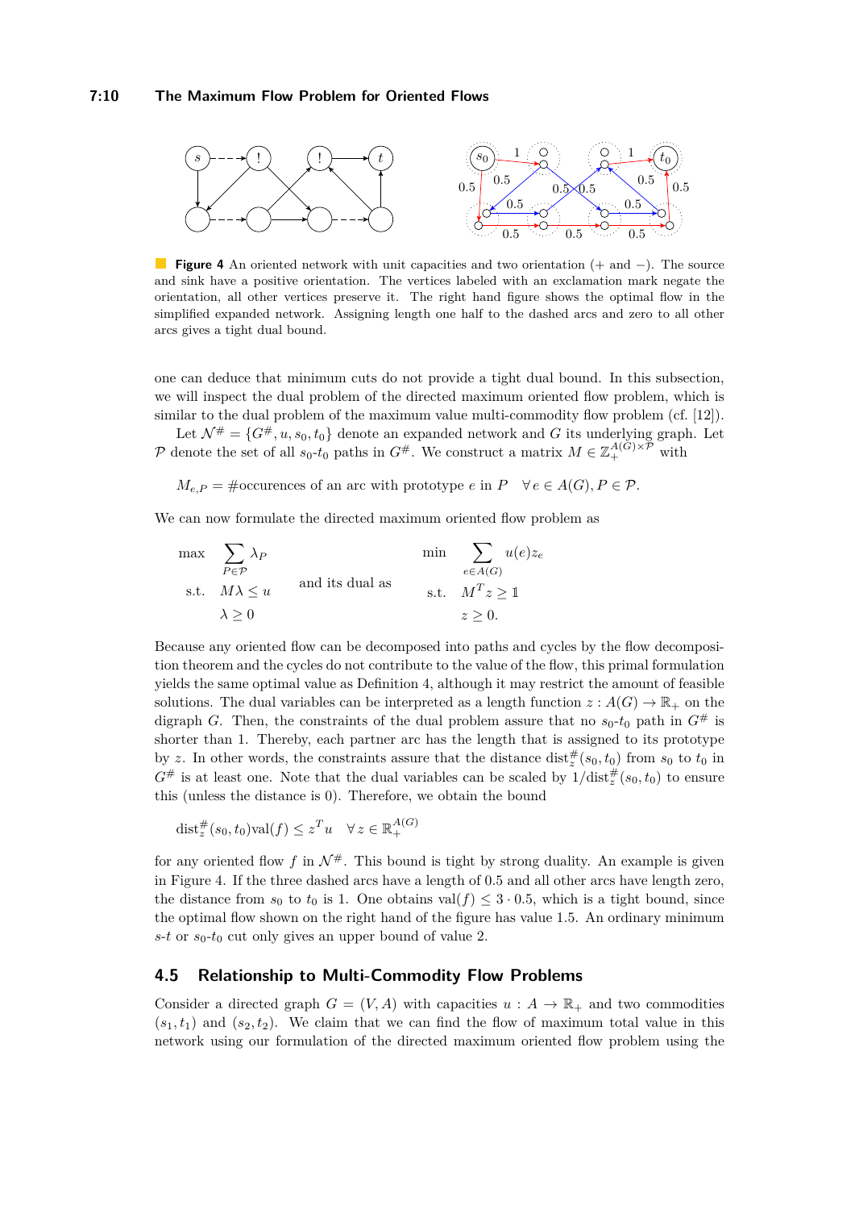**Figure 4** An oriented network with unit capacities and two orientation (+ and −). The source and sink have a positive orientation. The vertices labeled with an exclamation mark negate the orientation, all other vertices preserve it. The right hand figure shows the optimal flow in the simplified expanded network. Assigning length one half to the dashed arcs and zero to all other arcs gives a tight dual bound.

one can deduce that minimum cuts do not provide a tight dual bound. In this subsection, we will inspect the dual problem of the directed maximum oriented flow problem, which is similar to the dual problem of the maximum value multi-commodity flow problem (cf. [12]).

Let $\mathcal{N}^\# = \{G^\#, u, s_0, t_0\}$ denote an expanded network and $G$ its underlying graph. Let $\mathcal{P}$ denote the set of all $s_0$-$t_0$ paths in $G^\#$. We construct a matrix $M \in \mathbb{Z}_+^{A(G)\times\mathcal{P}}$ with

$$M_{e,P} = \#\text{occurences of an arc with prototype } e \text{ in } P \quad \forall\, e \in A(G), P \in \mathcal{P}.$$

We can now formulate the directed maximum oriented flow problem as

$$\begin{aligned} \max \quad & \sum_{P\in\mathcal{P}} \lambda_P \\ \text{s.t.} \quad & M\lambda \leq u \\ & \lambda \geq 0 \end{aligned} \qquad \text{and its dual as} \qquad \begin{aligned} \min \quad & \sum_{e\in A(G)} u(e) z_e \\ \text{s.t.} \quad & M^T z \geq \mathbb{1} \\ & z \geq 0. \end{aligned}$$

Because any oriented flow can be decomposed into paths and cycles by the flow decomposition theorem and the cycles do not contribute to the value of the flow, this primal formulation yields the same optimal value as Definition 4, although it may restrict the amount of feasible solutions. The dual variables can be interpreted as a length function $z : A(G) \to \mathbb{R}_+$ on the digraph $G$. Then, the constraints of the dual problem assure that no $s_0$-$t_0$ path in $G^\#$ is shorter than 1. Thereby, each partner arc has the length that is assigned to its prototype by $z$. In other words, the constraints assure that the distance $\text{dist}_z^\#(s_0, t_0)$ from $s_0$ to $t_0$ in $G^\#$ is at least one. Note that the dual variables can be scaled by $1/\text{dist}_z^\#(s_0, t_0)$ to ensure this (unless the distance is 0). Therefore, we obtain the bound

$$\text{dist}_z^\#(s_0, t_0)\text{val}(f) \leq z^T u \quad \forall\, z \in \mathbb{R}_+^{A(G)}$$

for any oriented flow $f$ in $\mathcal{N}^\#$. This bound is tight by strong duality. An example is given in Figure 4. If the three dashed arcs have a length of 0.5 and all other arcs have length zero, the distance from $s_0$ to $t_0$ is 1. One obtains $\text{val}(f) \leq 3 \cdot 0.5$, which is a tight bound, since the optimal flow shown on the right hand of the figure has value 1.5. An ordinary minimum $s$-$t$ or $s_0$-$t_0$ cut only gives an upper bound of value 2.

## 4.5 Relationship to Multi-Commodity Flow Problems

Consider a directed graph $G = (V, A)$ with capacities $u : A \to \mathbb{R}_+$ and two commodities $(s_1, t_1)$ and $(s_2, t_2)$. We claim that we can find the flow of maximum total value in this network using our formulation of the directed maximum oriented flow problem using the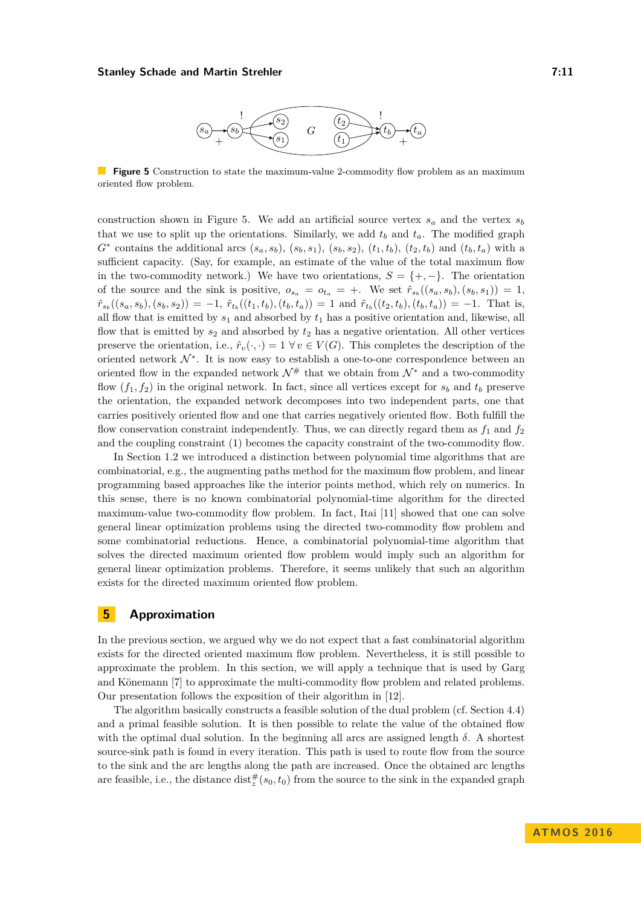**Figure 5** Construction to state the maximum-value 2-commodity flow problem as an maximum oriented flow problem.

construction shown in Figure 5. We add an artificial source vertex $s_a$ and the vertex $s_b$ that we use to split up the orientations. Similarly, we add $t_b$ and $t_a$. The modified graph $G^*$ contains the additional arcs $(s_a, s_b)$, $(s_b, s_1)$, $(s_b, s_2)$, $(t_1, t_b)$, $(t_2, t_b)$ and $(t_b, t_a)$ with a sufficient capacity. (Say, for example, an estimate of the value of the total maximum flow in the two-commodity network.) We have two orientations, $S = \{+, -\}$. The orientation of the source and the sink is positive, $o_{s_a} = o_{t_a} = +$. We set $\hat{r}_{s_b}((s_a, s_b), (s_b, s_1)) = 1$, $\hat{r}_{s_b}((s_a, s_b), (s_b, s_2)) = -1$, $\hat{r}_{t_b}((t_1, t_b), (t_b, t_a)) = 1$ and $\hat{r}_{t_b}((t_2, t_b), (t_b, t_a)) = -1$. That is, all flow that is emitted by $s_1$ and absorbed by $t_1$ has a positive orientation and, likewise, all flow that is emitted by $s_2$ and absorbed by $t_2$ has a negative orientation. All other vertices preserve the orientation, i.e., $\hat{r}_v(\cdot, \cdot) = 1 \; \forall\, v \in V(G)$. This completes the description of the oriented network $\mathcal{N}^*$. It is now easy to establish a one-to-one correspondence between an oriented flow in the expanded network $\mathcal{N}^\#$ that we obtain from $\mathcal{N}^*$ and a two-commodity flow $(f_1, f_2)$ in the original network. In fact, since all vertices except for $s_b$ and $t_b$ preserve the orientation, the expanded network decomposes into two independent parts, one that carries positively oriented flow and one that carries negatively oriented flow. Both fulfill the flow conservation constraint independently. Thus, we can directly regard them as $f_1$ and $f_2$ and the coupling constraint (1) becomes the capacity constraint of the two-commodity flow.

In Section 1.2 we introduced a distinction between polynomial time algorithms that are combinatorial, e.g., the augmenting paths method for the maximum flow problem, and linear programming based approaches like the interior points method, which rely on numerics. In this sense, there is no known combinatorial polynomial-time algorithm for the directed maximum-value two-commodity flow problem. In fact, Itai [11] showed that one can solve general linear optimization problems using the directed two-commodity flow problem and some combinatorial reductions. Hence, a combinatorial polynomial-time algorithm that solves the directed maximum oriented flow problem would imply such an algorithm for general linear optimization problems. Therefore, it seems unlikely that such an algorithm exists for the directed maximum oriented flow problem.

## 5 Approximation

In the previous section, we argued why we do not expect that a fast combinatorial algorithm exists for the directed oriented maximum flow problem. Nevertheless, it is still possible to approximate the problem. In this section, we will apply a technique that is used by Garg and Könemann [7] to approximate the multi-commodity flow problem and related problems. Our presentation follows the exposition of their algorithm in [12].

The algorithm basically constructs a feasible solution of the dual problem (cf. Section 4.4) and a primal feasible solution. It is then possible to relate the value of the obtained flow with the optimal dual solution. In the beginning all arcs are assigned length $\delta$. A shortest source-sink path is found in every iteration. This path is used to route flow from the source to the sink and the arc lengths along the path are increased. Once the obtained arc lengths are feasible, i.e., the distance $\text{dist}^\#_z(s_0, t_0)$ from the source to the sink in the expanded graph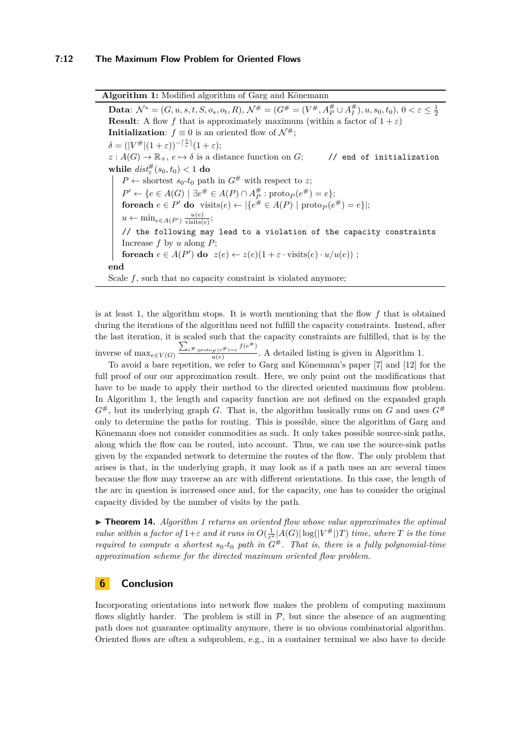**Algorithm 1:** Modified algorithm of Garg and Könemann

```
Data: N* = (G, u, s, t, S, o_s, o_t, R), N# = (G# = (V#, A#_P ∪ A#_I), u, s_0, t_0), 0 < ε ≤ 1/2
Result: A flow f that is approximately maximum (within a factor of 1 + ε)
Initialization: f ≡ 0 is an oriented flow of N#;
δ = (|V#|(1 + ε))^(-⌈5/ε⌉)(1 + ε);
z : A(G) → R_+, e ↦ δ is a distance function on G;      // end of initialization
while dist#_z(s_0, t_0) < 1 do
    P ← shortest s_0-t_0 path in G# with respect to z;
    P' ← {e ∈ A(G) | ∃e# ∈ A(P) ∩ A#_P : proto_P(e#) = e};
    foreach e ∈ P' do  visits(e) ← |{e# ∈ A(P) | proto_P(e#) = e}|;
    u ← min_{e∈A(P')} u(e)/visits(e);
    // the following may lead to a violation of the capacity constraints
    Increase f by u along P;
    foreach e ∈ A(P') do  z(e) ← z(e)(1 + ε · visits(e) · u/u(e)) ;
end
Scale f, such that no capacity constraint is violated anymore;
```

is at least 1, the algorithm stops. It is worth mentioning that the flow $f$ that is obtained during the iterations of the algorithm need not fulfill the capacity constraints. Instead, after the last iteration, it is scaled such that the capacity constraints are fulfilled, that is by the inverse of $\max_{e\in V(G)} \frac{\sum_{e^\#:\mathrm{proto}_P(e^\#)=e} f(e^\#)}{u(e)}$. A detailed listing is given in Algorithm 1.

To avoid a bare repetition, we refer to Garg and Könemann's paper [7] and [12] for the full proof of our our approximation result. Here, we only point out the modifications that have to be made to apply their method to the directed oriented maximum flow problem. In Algorithm 1, the length and capacity function are not defined on the expanded graph $G^\#$, but its underlying graph $G$. That is, the algorithm basically runs on $G$ and uses $G^\#$ only to determine the paths for routing. This is possible, since the algorithm of Garg and Könemann does not consider commodities as such. It only takes possible source-sink paths, along which the flow can be routed, into account. Thus, we can use the source-sink paths given by the expanded network to determine the routes of the flow. The only problem that arises is that, in the underlying graph, it may look as if a path uses an arc several times because the flow may traverse an arc with different orientations. In this case, the length of the arc in question is increased once and, for the capacity, one has to consider the original capacity divided by the number of visits by the path.

▶ **Theorem 14.** *Algorithm 1 returns an oriented flow whose value approximates the optimal value within a factor of* $1+\varepsilon$ *and it runs in* $O(\frac{1}{\varepsilon^2}|A(G)|\log(|V^\#|)T)$ *time, where* $T$ *is the time required to compute a shortest* $s_0$-$t_0$ *path in* $G^\#$*. That is, there is a fully polynomial-time approximation scheme for the directed maximum oriented flow problem.*

## 6 Conclusion

Incorporating orientations into network flow makes the problem of computing maximum flows slightly harder. The problem is still in $\mathcal{P}$, but since the absence of an augmenting path does not guarantee optimality anymore, there is no obvious combinatorial algorithm. Oriented flows are often a subproblem, e.g., in a container terminal we also have to decide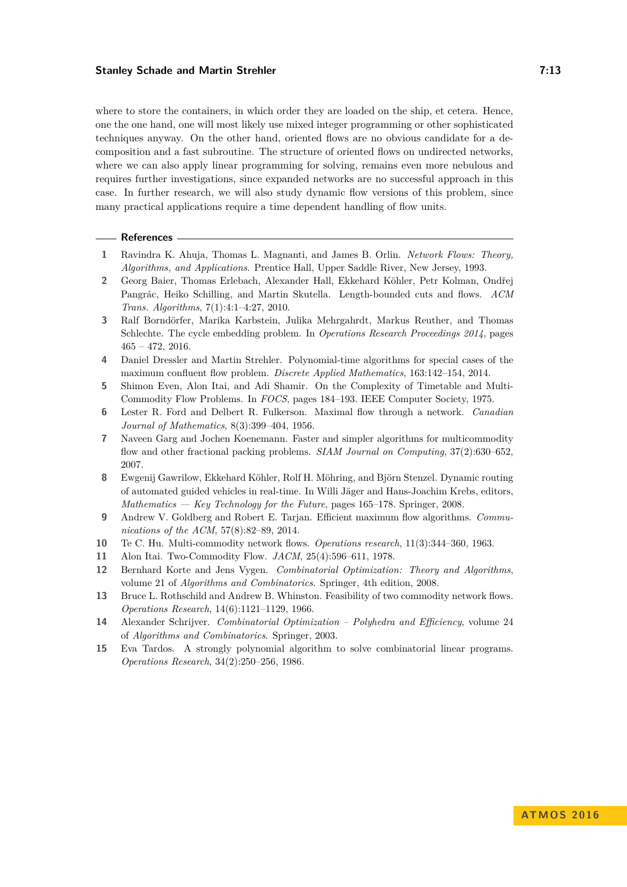where to store the containers, in which order they are loaded on the ship, et cetera. Hence, one the one hand, one will most likely use mixed integer programming or other sophisticated techniques anyway. On the other hand, oriented flows are no obvious candidate for a decomposition and a fast subroutine. The structure of oriented flows on undirected networks, where we can also apply linear programming for solving, remains even more nebulous and requires further investigations, since expanded networks are no successful approach in this case. In further research, we will also study dynamic flow versions of this problem, since many practical applications require a time dependent handling of flow units.

## References

1. Ravindra K. Ahuja, Thomas L. Magnanti, and James B. Orlin. *Network Flows: Theory, Algorithms, and Applications*. Prentice Hall, Upper Saddle River, New Jersey, 1993.
2. Georg Baier, Thomas Erlebach, Alexander Hall, Ekkehard Köhler, Petr Kolman, Ondřej Pangrác, Heiko Schilling, and Martin Skutella. Length-bounded cuts and flows. *ACM Trans. Algorithms*, 7(1):4:1–4:27, 2010.
3. Ralf Borndörfer, Marika Karbstein, Julika Mehrgahrdt, Markus Reuther, and Thomas Schlechte. The cycle embedding problem. In *Operations Research Proceedings 2014*, pages 465 – 472, 2016.
4. Daniel Dressler and Martin Strehler. Polynomial-time algorithms for special cases of the maximum confluent flow problem. *Discrete Applied Mathematics*, 163:142–154, 2014.
5. Shimon Even, Alon Itai, and Adi Shamir. On the Complexity of Timetable and Multi-Commodity Flow Problems. In *FOCS*, pages 184–193. IEEE Computer Society, 1975.
6. Lester R. Ford and Delbert R. Fulkerson. Maximal flow through a network. *Canadian Journal of Mathematics*, 8(3):399–404, 1956.
7. Naveen Garg and Jochen Koenemann. Faster and simpler algorithms for multicommodity flow and other fractional packing problems. *SIAM Journal on Computing*, 37(2):630–652, 2007.
8. Ewgenij Gawrilow, Ekkehard Köhler, Rolf H. Möhring, and Björn Stenzel. Dynamic routing of automated guided vehicles in real-time. In Willi Jäger and Hans-Joachim Krebs, editors, *Mathematics — Key Technology for the Future*, pages 165–178. Springer, 2008.
9. Andrew V. Goldberg and Robert E. Tarjan. Efficient maximum flow algorithms. *Communications of the ACM*, 57(8):82–89, 2014.
10. Te C. Hu. Multi-commodity network flows. *Operations research*, 11(3):344–360, 1963.
11. Alon Itai. Two-Commodity Flow. *JACM*, 25(4):596–611, 1978.
12. Bernhard Korte and Jens Vygen. *Combinatorial Optimization: Theory and Algorithms*, volume 21 of *Algorithms and Combinatorics*. Springer, 4th edition, 2008.
13. Bruce L. Rothschild and Andrew B. Whinston. Feasibility of two commodity network flows. *Operations Research*, 14(6):1121–1129, 1966.
14. Alexander Schrijver. *Combinatorial Optimization – Polyhedra and Efficiency*, volume 24 of *Algorithms and Combinatorics*. Springer, 2003.
15. Eva Tardos. A strongly polynomial algorithm to solve combinatorial linear programs. *Operations Research*, 34(2):250–256, 1986.